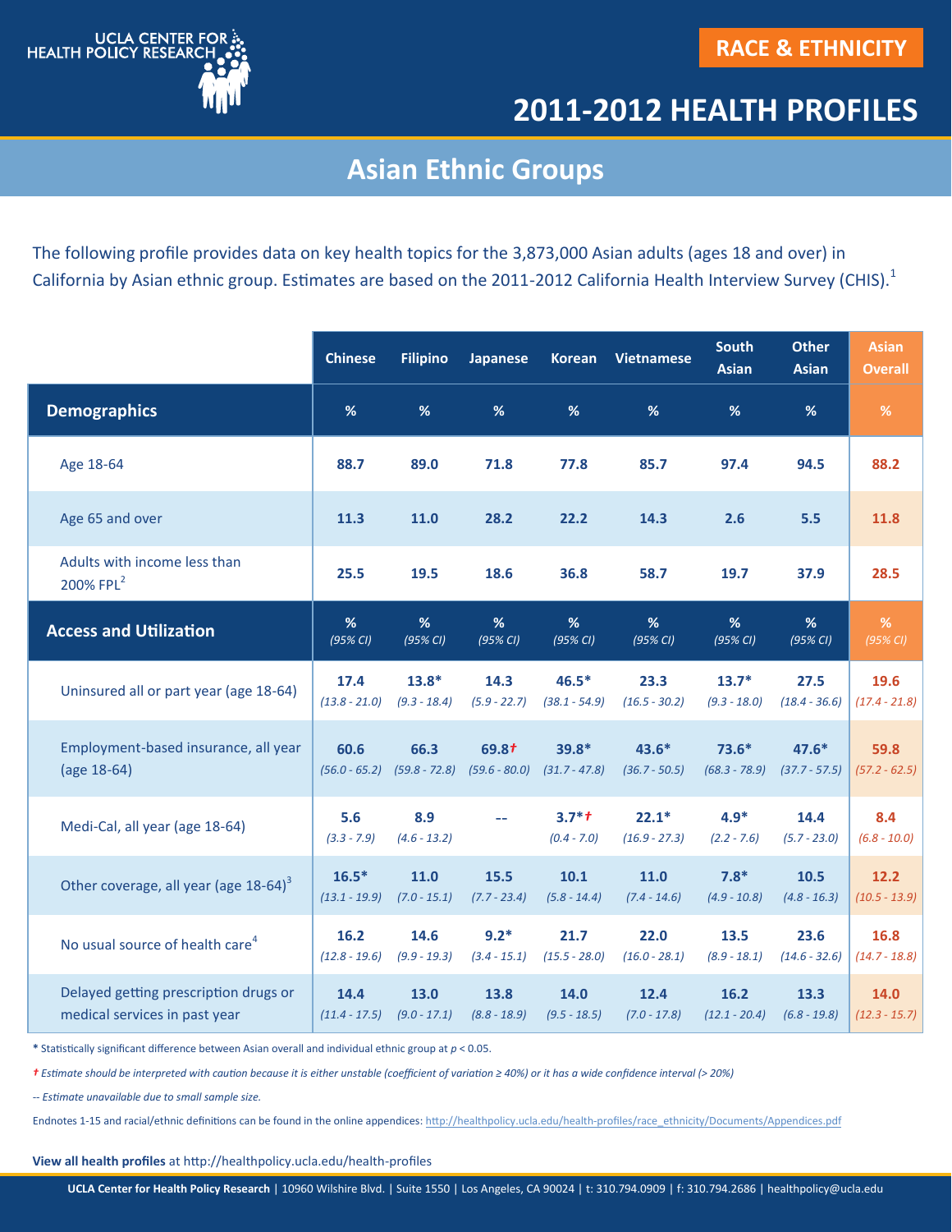UCLA CENTER FOR HEALTH POLICY RESEARCH

RACE & ETHNICITY

# 2011-2012 HEALTH PROFILES

## Asian Ethnic Groups

The following profile provides data on key health topics for the 3,873,000 Asian adults (ages 18 and over) in California by Asian ethnic group. Estimates are based on the 2011-2012 California Health Interview Survey (CHIS).[1]

| | Chinese | Filipino | Japanese | Korean | Vietnamese | South Asian | Other Asian | Asian Overall |
|---|---|---|---|---|---|---|---|---|
| **Demographics** | % | % | % | % | % | % | % | % |
| Age 18-64 | 88.7 | 89.0 | 71.8 | 77.8 | 85.7 | 97.4 | 94.5 | 88.2 |
| Age 65 and over | 11.3 | 11.0 | 28.2 | 22.2 | 14.3 | 2.6 | 5.5 | 11.8 |
| Adults with income less than 200% FPL[2] | 25.5 | 19.5 | 18.6 | 36.8 | 58.7 | 19.7 | 37.9 | 28.5 |
| **Access and Utilization** | % *(95% CI)* | % *(95% CI)* | % *(95% CI)* | % *(95% CI)* | % *(95% CI)* | % *(95% CI)* | % *(95% CI)* | % *(95% CI)* |
| Uninsured all or part year (age 18-64) | 17.4 *(13.8 - 21.0)* | 13.8* *(9.3 - 18.4)* | 14.3 *(5.9 - 22.7)* | 46.5* *(38.1 - 54.9)* | 23.3 *(16.5 - 30.2)* | 13.7* *(9.3 - 18.0)* | 27.5 *(18.4 - 36.6)* | 19.6 *(17.4 - 21.8)* |
| Employment-based insurance, all year (age 18-64) | 60.6 *(56.0 - 65.2)* | 66.3 *(59.8 - 72.8)* | 69.8† *(59.6 - 80.0)* | 39.8* *(31.7 - 47.8)* | 43.6* *(36.7 - 50.5)* | 73.6* *(68.3 - 78.9)* | 47.6* *(37.7 - 57.5)* | 59.8 *(57.2 - 62.5)* |
| Medi-Cal, all year (age 18-64) | 5.6 *(3.3 - 7.9)* | 8.9 *(4.6 - 13.2)* | -- | 3.7*† *(0.4 - 7.0)* | 22.1* *(16.9 - 27.3)* | 4.9* *(2.2 - 7.6)* | 14.4 *(5.7 - 23.0)* | 8.4 *(6.8 - 10.0)* |
| Other coverage, all year (age 18-64)[3] | 16.5* *(13.1 - 19.9)* | 11.0 *(7.0 - 15.1)* | 15.5 *(7.7 - 23.4)* | 10.1 *(5.8 - 14.4)* | 11.0 *(7.4 - 14.6)* | 7.8* *(4.9 - 10.8)* | 10.5 *(4.8 - 16.3)* | 12.2 *(10.5 - 13.9)* |
| No usual source of health care[4] | 16.2 *(12.8 - 19.6)* | 14.6 *(9.9 - 19.3)* | 9.2* *(3.4 - 15.1)* | 21.7 *(15.5 - 28.0)* | 22.0 *(16.0 - 28.1)* | 13.5 *(8.9 - 18.1)* | 23.6 *(14.6 - 32.6)* | 16.8 *(14.7 - 18.8)* |
| Delayed getting prescription drugs or medical services in past year | 14.4 *(11.4 - 17.5)* | 13.0 *(9.0 - 17.1)* | 13.8 *(8.8 - 18.9)* | 14.0 *(9.5 - 18.5)* | 12.4 *(7.0 - 17.8)* | 16.2 *(12.1 - 20.4)* | 13.3 *(6.8 - 19.8)* | 14.0 *(12.3 - 15.7)* |

\* Statistically significant difference between Asian overall and individual ethnic group at $p < 0.05$.

*† Estimate should be interpreted with caution because it is either unstable (coefficient of variation ≥ 40%) or it has a wide confidence interval (> 20%)*

*-- Estimate unavailable due to small sample size.*

Endnotes 1-15 and racial/ethnic definitions can be found in the online appendices: http://healthpolicy.ucla.edu/health-profiles/race_ethnicity/Documents/Appendices.pdf

**View all health profiles** at http://healthpolicy.ucla.edu/health-profiles

**UCLA Center for Health Policy Research** | 10960 Wilshire Blvd. | Suite 1550 | Los Angeles, CA 90024 | t: 310.794.0909 | f: 310.794.2686 | healthpolicy@ucla.edu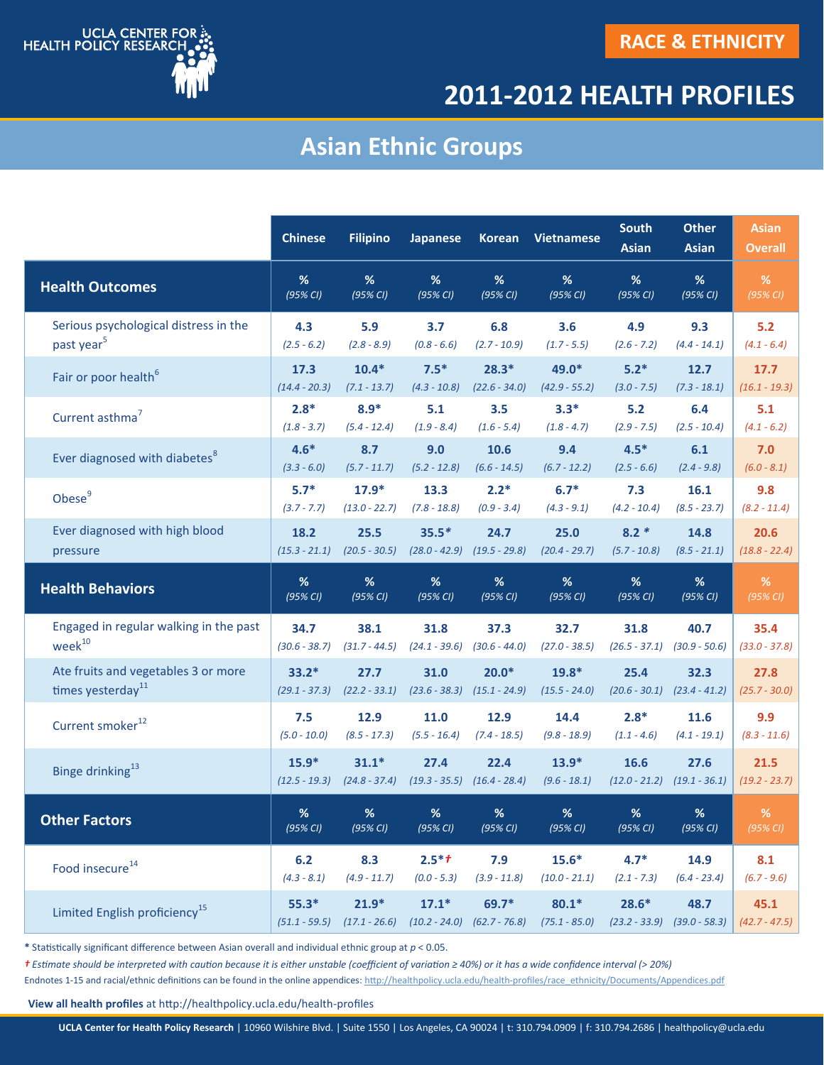UCLA CENTER FOR HEALTH POLICY RESEARCH

**RACE & ETHNICITY**

# 2011-2012 HEALTH PROFILES

## Asian Ethnic Groups

| | Chinese | Filipino | Japanese | Korean | Vietnamese | South Asian | Other Asian | Asian Overall |
|---|---|---|---|---|---|---|---|---|
| **Health Outcomes** | % *(95% CI)* | % *(95% CI)* | % *(95% CI)* | % *(95% CI)* | % *(95% CI)* | % *(95% CI)* | % *(95% CI)* | % *(95% CI)* |
| Serious psychological distress in the past year[5] | **4.3** *(2.5 - 6.2)* | **5.9** *(2.8 - 8.9)* | **3.7** *(0.8 - 6.6)* | **6.8** *(2.7 - 10.9)* | **3.6** *(1.7 - 5.5)* | **4.9** *(2.6 - 7.2)* | **9.3** *(4.4 - 14.1)* | **5.2** *(4.1 - 6.4)* |
| Fair or poor health[6] | **17.3** *(14.4 - 20.3)* | **10.4*** *(7.1 - 13.7)* | **7.5*** *(4.3 - 10.8)* | **28.3*** *(22.6 - 34.0)* | **49.0*** *(42.9 - 55.2)* | **5.2*** *(3.0 - 7.5)* | **12.7** *(7.3 - 18.1)* | **17.7** *(16.1 - 19.3)* |
| Current asthma[7] | **2.8*** *(1.8 - 3.7)* | **8.9*** *(5.4 - 12.4)* | **5.1** *(1.9 - 8.4)* | **3.5** *(1.6 - 5.4)* | **3.3*** *(1.8 - 4.7)* | **5.2** *(2.9 - 7.5)* | **6.4** *(2.5 - 10.4)* | **5.1** *(4.1 - 6.2)* |
| Ever diagnosed with diabetes[8] | **4.6*** *(3.3 - 6.0)* | **8.7** *(5.7 - 11.7)* | **9.0** *(5.2 - 12.8)* | **10.6** *(6.6 - 14.5)* | **9.4** *(6.7 - 12.2)* | **4.5*** *(2.5 - 6.6)* | **6.1** *(2.4 - 9.8)* | **7.0** *(6.0 - 8.1)* |
| Obese[9] | **5.7*** *(3.7 - 7.7)* | **17.9*** *(13.0 - 22.7)* | **13.3** *(7.8 - 18.8)* | **2.2*** *(0.9 - 3.4)* | **6.7*** *(4.3 - 9.1)* | **7.3** *(4.2 - 10.4)* | **16.1** *(8.5 - 23.7)* | **9.8** *(8.2 - 11.4)* |
| Ever diagnosed with high blood pressure | **18.2** *(15.3 - 21.1)* | **25.5** *(20.5 - 30.5)* | **35.5*** *(28.0 - 42.9)* | **24.7** *(19.5 - 29.8)* | **25.0** *(20.4 - 29.7)* | **8.2 *** *(5.7 - 10.8)* | **14.8** *(8.5 - 21.1)* | **20.6** *(18.8 - 22.4)* |
| **Health Behaviors** | % *(95% CI)* | % *(95% CI)* | % *(95% CI)* | % *(95% CI)* | % *(95% CI)* | % *(95% CI)* | % *(95% CI)* | % *(95% CI)* |
| Engaged in regular walking in the past week[10] | **34.7** *(30.6 - 38.7)* | **38.1** *(31.7 - 44.5)* | **31.8** *(24.1 - 39.6)* | **37.3** *(30.6 - 44.0)* | **32.7** *(27.0 - 38.5)* | **31.8** *(26.5 - 37.1)* | **40.7** *(30.9 - 50.6)* | **35.4** *(33.0 - 37.8)* |
| Ate fruits and vegetables 3 or more times yesterday[11] | **33.2*** *(29.1 - 37.3)* | **27.7** *(22.2 - 33.1)* | **31.0** *(23.6 - 38.3)* | **20.0*** *(15.1 - 24.9)* | **19.8*** *(15.5 - 24.0)* | **25.4** *(20.6 - 30.1)* | **32.3** *(23.4 - 41.2)* | **27.8** *(25.7 - 30.0)* |
| Current smoker[12] | **7.5** *(5.0 - 10.0)* | **12.9** *(8.5 - 17.3)* | **11.0** *(5.5 - 16.4)* | **12.9** *(7.4 - 18.5)* | **14.4** *(9.8 - 18.9)* | **2.8*** *(1.1 - 4.6)* | **11.6** *(4.1 - 19.1)* | **9.9** *(8.3 - 11.6)* |
| Binge drinking[13] | **15.9*** *(12.5 - 19.3)* | **31.1*** *(24.8 - 37.4)* | **27.4** *(19.3 - 35.5)* | **22.4** *(16.4 - 28.4)* | **13.9*** *(9.6 - 18.1)* | **16.6** *(12.0 - 21.2)* | **27.6** *(19.1 - 36.1)* | **21.5** *(19.2 - 23.7)* |
| **Other Factors** | % *(95% CI)* | % *(95% CI)* | % *(95% CI)* | % *(95% CI)* | % *(95% CI)* | % *(95% CI)* | % *(95% CI)* | % *(95% CI)* |
| Food insecure[14] | **6.2** *(4.3 - 8.1)* | **8.3** *(4.9 - 11.7)* | **2.5*†** *(0.0 - 5.3)* | **7.9** *(3.9 - 11.8)* | **15.6*** *(10.0 - 21.1)* | **4.7*** *(2.1 - 7.3)* | **14.9** *(6.4 - 23.4)* | **8.1** *(6.7 - 9.6)* |
| Limited English proficiency[15] | **55.3*** *(51.1 - 59.5)* | **21.9*** *(17.1 - 26.6)* | **17.1*** *(10.2 - 24.0)* | **69.7*** *(62.7 - 76.8)* | **80.1*** *(75.1 - 85.0)* | **28.6*** *(23.2 - 33.9)* | **48.7** *(39.0 - 58.3)* | **45.1** *(42.7 - 47.5)* |

**\*** Statistically significant difference between Asian overall and individual ethnic group at $p < 0.05$.

*† Estimate should be interpreted with caution because it is either unstable (coefficient of variation ≥ 40%) or it has a wide confidence interval (> 20%)*

Endnotes 1-15 and racial/ethnic definitions can be found in the online appendices: http://healthpolicy.ucla.edu/health-profiles/race_ethnicity/Documents/Appendices.pdf

**View all health profiles** at http://healthpolicy.ucla.edu/health-profiles

**UCLA Center for Health Policy Research** | 10960 Wilshire Blvd. | Suite 1550 | Los Angeles, CA 90024 | t: 310.794.0909 | f: 310.794.2686 | healthpolicy@ucla.edu